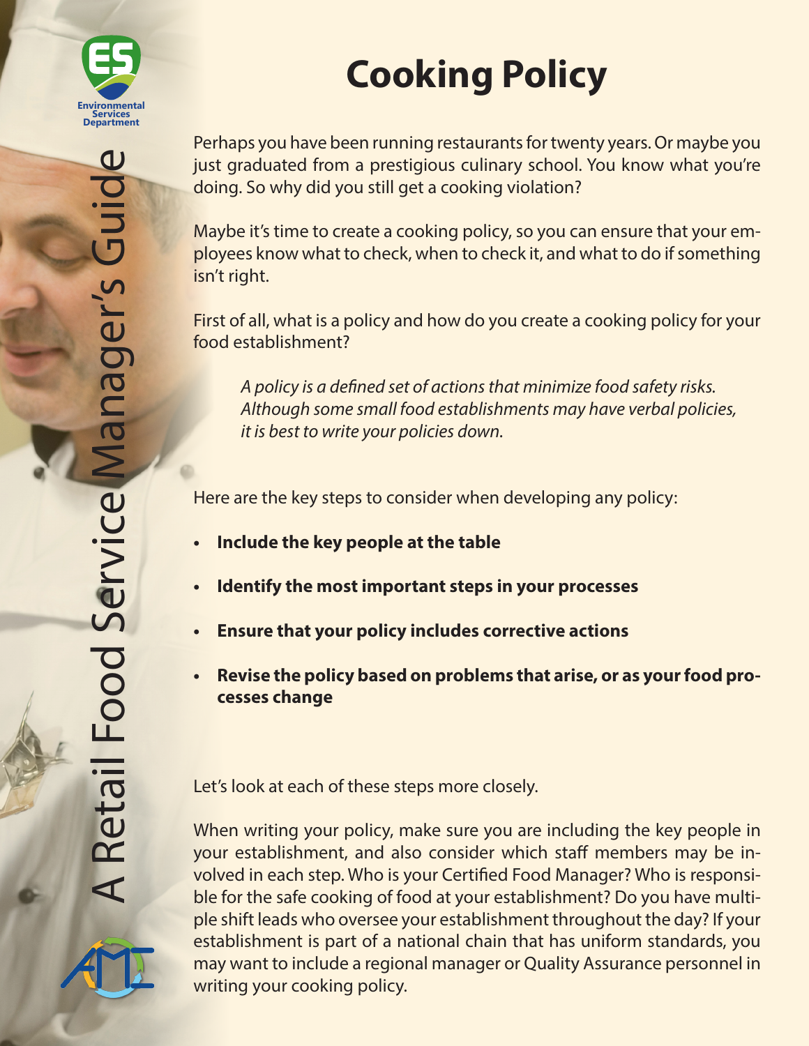# Cooking Policy

Perhaps you have been running restaurants for twenty years. Or maybe you just graduated from a prestigious culinary school. You know what you're doing. So why did you still get a cooking violation?

Maybe it's time to create a cooking policy, so you can ensure that your employees know what to check, when to check it, and what to do if something isn't right.

First of all, what is a policy and how do you create a cooking policy for your food establishment?

> *A policy is a defined set of actions that minimize food safety risks. Although some small food establishments may have verbal policies, it is best to write your policies down.*

Here are the key steps to consider when developing any policy:

- **Include the key people at the table**
- **Identify the most important steps in your processes**
- **Ensure that your policy includes corrective actions**
- **Revise the policy based on problems that arise, or as your food processes change**

Let's look at each of these steps more closely.

When writing your policy, make sure you are including the key people in your establishment, and also consider which staff members may be involved in each step. Who is your Certified Food Manager? Who is responsible for the safe cooking of food at your establishment? Do you have multiple shift leads who oversee your establishment throughout the day? If your establishment is part of a national chain that has uniform standards, you may want to include a regional manager or Quality Assurance personnel in writing your cooking policy.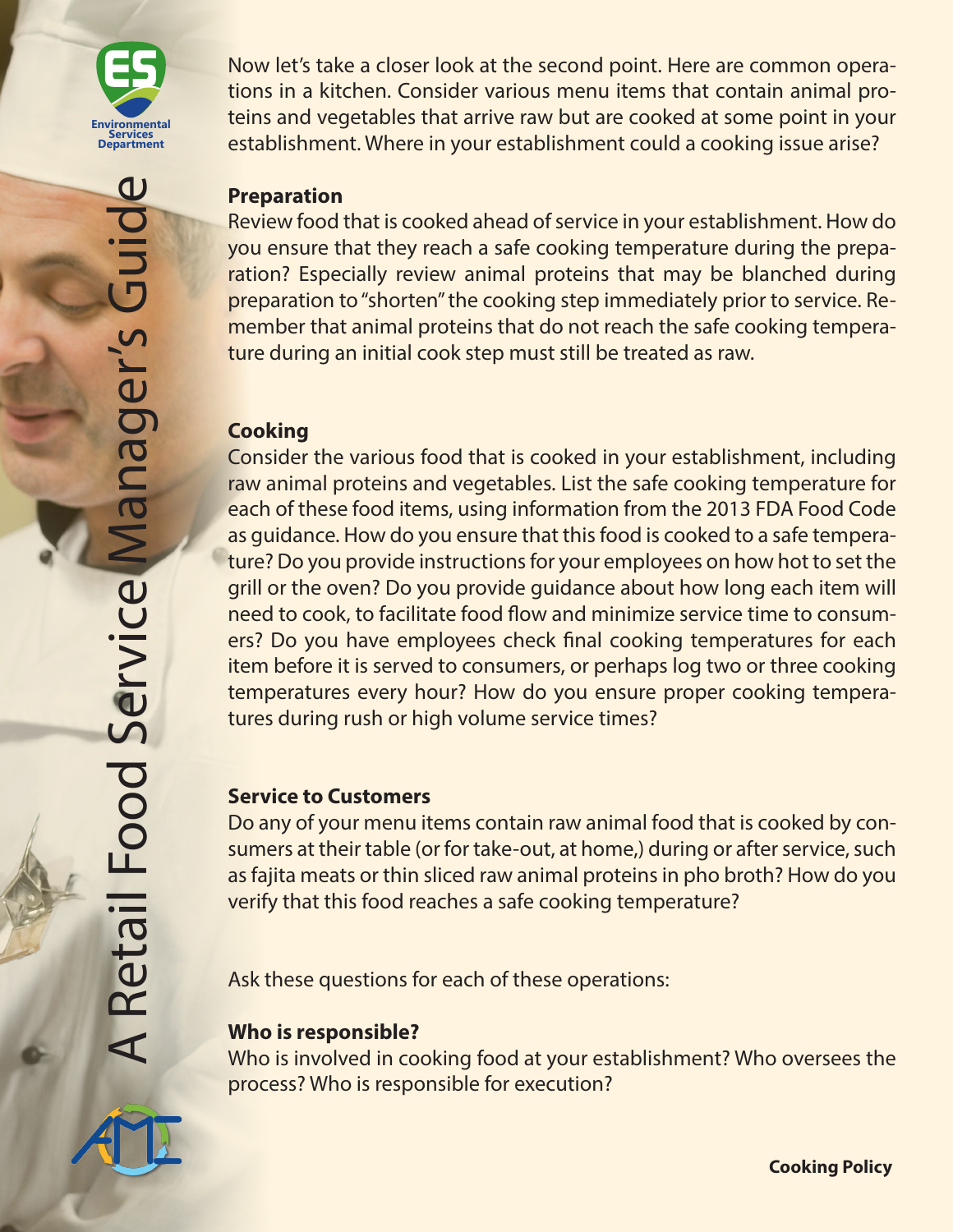Now let's take a closer look at the second point. Here are common operations in a kitchen. Consider various menu items that contain animal proteins and vegetables that arrive raw but are cooked at some point in your establishment. Where in your establishment could a cooking issue arise?

**Preparation**

Review food that is cooked ahead of service in your establishment. How do you ensure that they reach a safe cooking temperature during the preparation? Especially review animal proteins that may be blanched during preparation to "shorten" the cooking step immediately prior to service. Remember that animal proteins that do not reach the safe cooking temperature during an initial cook step must still be treated as raw.

**Cooking**

Consider the various food that is cooked in your establishment, including raw animal proteins and vegetables. List the safe cooking temperature for each of these food items, using information from the 2013 FDA Food Code as guidance. How do you ensure that this food is cooked to a safe temperature? Do you provide instructions for your employees on how hot to set the grill or the oven? Do you provide guidance about how long each item will need to cook, to facilitate food flow and minimize service time to consumers? Do you have employees check final cooking temperatures for each item before it is served to consumers, or perhaps log two or three cooking temperatures every hour? How do you ensure proper cooking temperatures during rush or high volume service times?

**Service to Customers**

Do any of your menu items contain raw animal food that is cooked by consumers at their table (or for take-out, at home,) during or after service, such as fajita meats or thin sliced raw animal proteins in pho broth? How do you verify that this food reaches a safe cooking temperature?

Ask these questions for each of these operations:

**Who is responsible?**

Who is involved in cooking food at your establishment? Who oversees the process? Who is responsible for execution?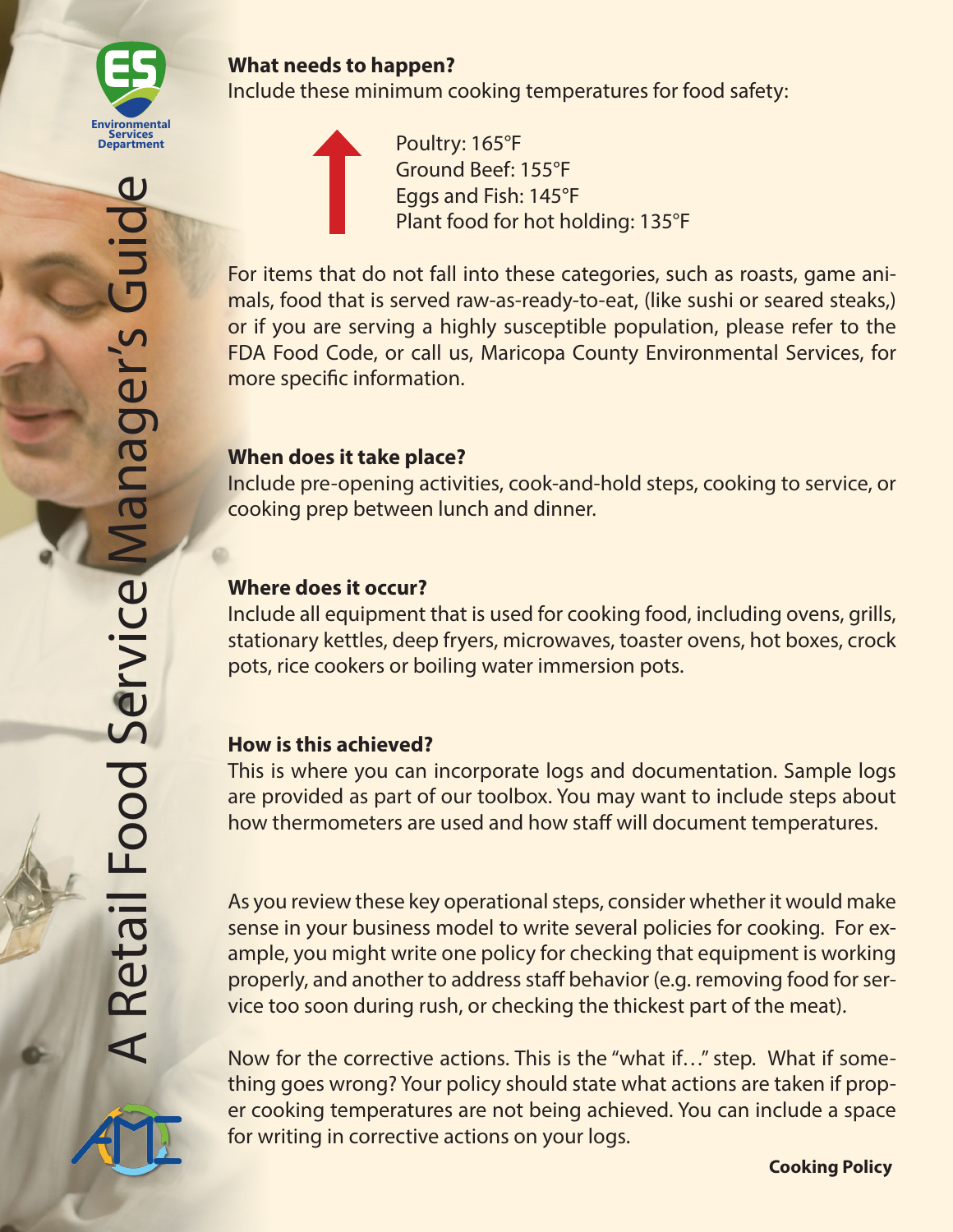**What needs to happen?**

Include these minimum cooking temperatures for food safety:

- Poultry: 165°F
- Ground Beef: 155°F
- Eggs and Fish: 145°F
- Plant food for hot holding: 135°F

For items that do not fall into these categories, such as roasts, game animals, food that is served raw-as-ready-to-eat, (like sushi or seared steaks,) or if you are serving a highly susceptible population, please refer to the FDA Food Code, or call us, Maricopa County Environmental Services, for more specific information.

**When does it take place?**

Include pre-opening activities, cook-and-hold steps, cooking to service, or cooking prep between lunch and dinner.

**Where does it occur?**

Include all equipment that is used for cooking food, including ovens, grills, stationary kettles, deep fryers, microwaves, toaster ovens, hot boxes, crock pots, rice cookers or boiling water immersion pots.

**How is this achieved?**

This is where you can incorporate logs and documentation. Sample logs are provided as part of our toolbox. You may want to include steps about how thermometers are used and how staff will document temperatures.

As you review these key operational steps, consider whether it would make sense in your business model to write several policies for cooking. For example, you might write one policy for checking that equipment is working properly, and another to address staff behavior (e.g. removing food for service too soon during rush, or checking the thickest part of the meat).

Now for the corrective actions. This is the "what if…" step. What if something goes wrong? Your policy should state what actions are taken if proper cooking temperatures are not being achieved. You can include a space for writing in corrective actions on your logs.

**Cooking Policy**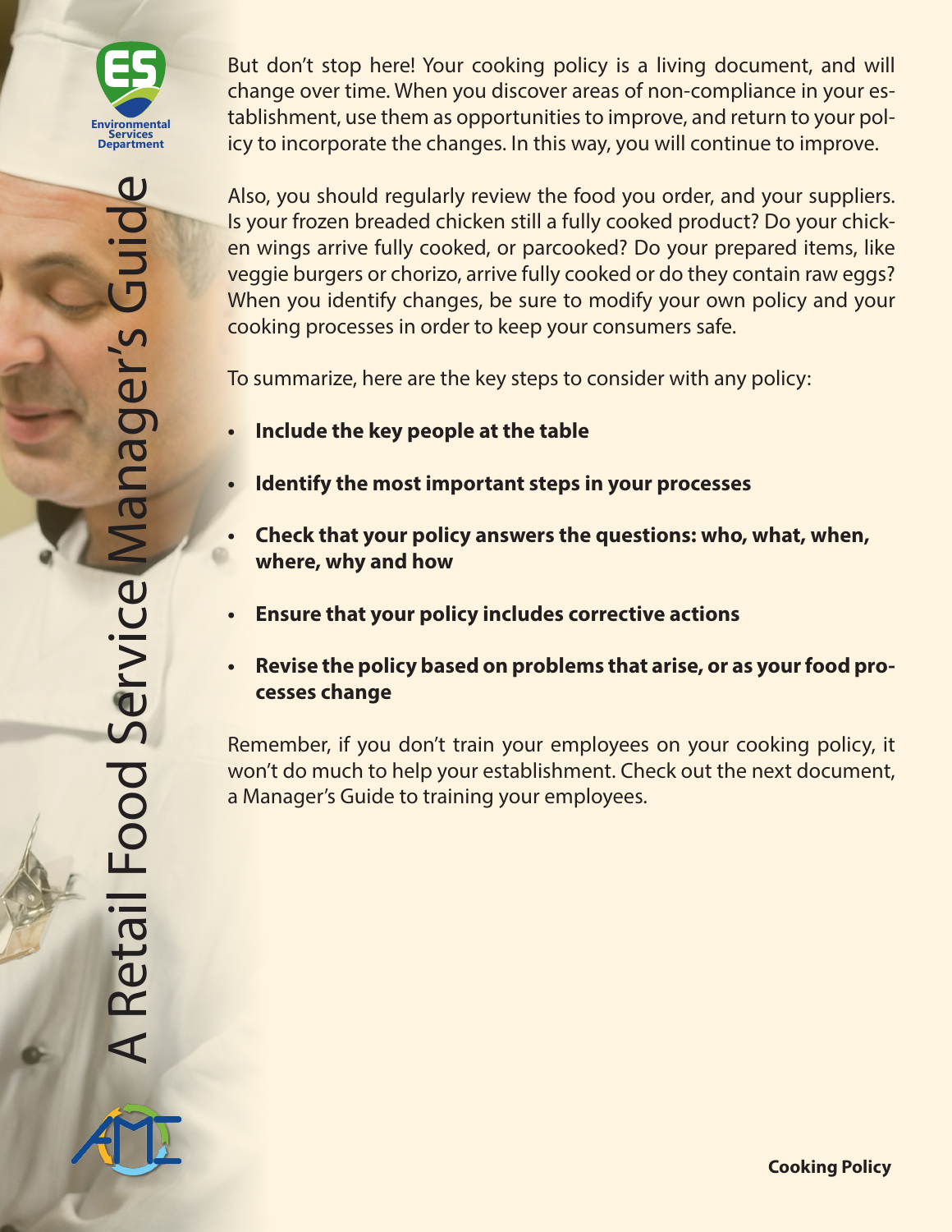But don't stop here! Your cooking policy is a living document, and will change over time. When you discover areas of non-compliance in your establishment, use them as opportunities to improve, and return to your policy to incorporate the changes. In this way, you will continue to improve.

Also, you should regularly review the food you order, and your suppliers. Is your frozen breaded chicken still a fully cooked product? Do your chicken wings arrive fully cooked, or parcooked? Do your prepared items, like veggie burgers or chorizo, arrive fully cooked or do they contain raw eggs? When you identify changes, be sure to modify your own policy and your cooking processes in order to keep your consumers safe.

To summarize, here are the key steps to consider with any policy:

- **Include the key people at the table**
- **Identify the most important steps in your processes**
- **Check that your policy answers the questions: who, what, when, where, why and how**
- **Ensure that your policy includes corrective actions**
- **Revise the policy based on problems that arise, or as your food processes change**

Remember, if you don't train your employees on your cooking policy, it won't do much to help your establishment. Check out the next document, a Manager's Guide to training your employees.